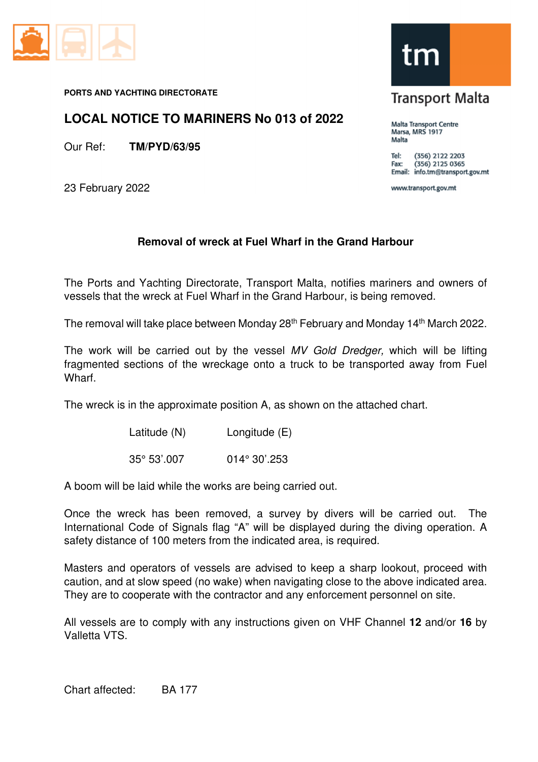**PORTS AND YACHTING DIRECTORATE**

# LOCAL NOTICE TO MARINERS No 013 of 2022

Our Ref: **TM/PYD/63/95**

23 February 2022

Transport Malta

Malta Transport Centre
Marsa, MRS 1917
Malta

Tel: (356) 2122 2203
Fax: (356) 2125 0365
Email: info.tm@transport.gov.mt

www.transport.gov.mt

## Removal of wreck at Fuel Wharf in the Grand Harbour

The Ports and Yachting Directorate, Transport Malta, notifies mariners and owners of vessels that the wreck at Fuel Wharf in the Grand Harbour, is being removed.

The removal will take place between Monday 28th February and Monday 14th March 2022.

The work will be carried out by the vessel *MV Gold Dredger,* which will be lifting fragmented sections of the wreckage onto a truck to be transported away from Fuel Wharf.

The wreck is in the approximate position A, as shown on the attached chart.

| Latitude (N) | Longitude (E) |
|---|---|
| 35° 53'.007 | 014° 30'.253 |

A boom will be laid while the works are being carried out.

Once the wreck has been removed, a survey by divers will be carried out. The International Code of Signals flag "A" will be displayed during the diving operation. A safety distance of 100 meters from the indicated area, is required.

Masters and operators of vessels are advised to keep a sharp lookout, proceed with caution, and at slow speed (no wake) when navigating close to the above indicated area. They are to cooperate with the contractor and any enforcement personnel on site.

All vessels are to comply with any instructions given on VHF Channel **12** and/or **16** by Valletta VTS.

Chart affected: BA 177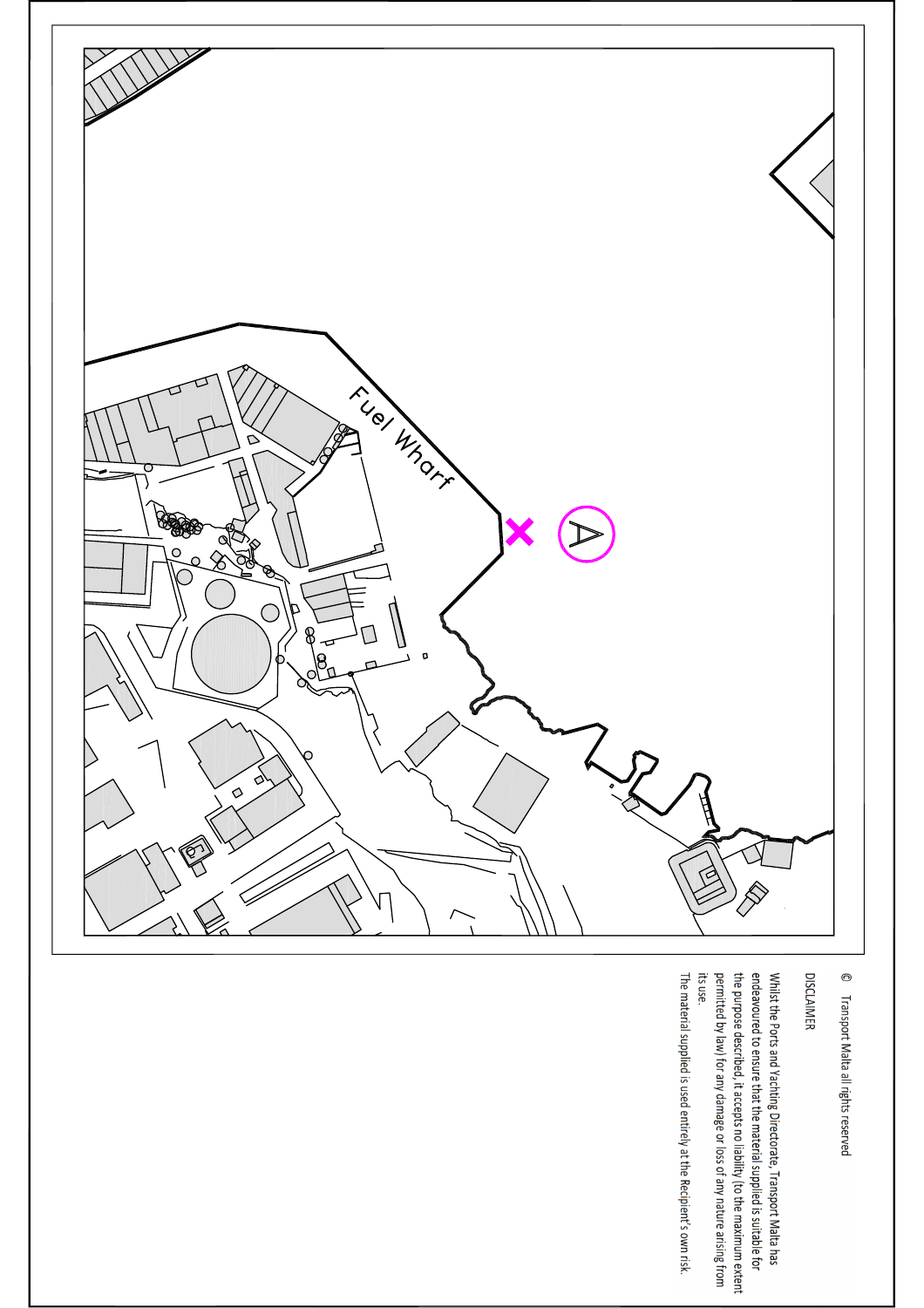Fuel Wharf

A

© Transport Malta all rights reserved

DISCLAIMER

Whilst the Ports and Yachting Directorate, Transport Malta has endeavoured to ensure that the material supplied is suitable for the purpose described, it accepts no liability (to the maximum extent permitted by law) for any damage or loss of any nature arising from its use.

The material supplied is used entirely at the Recipient's own risk.